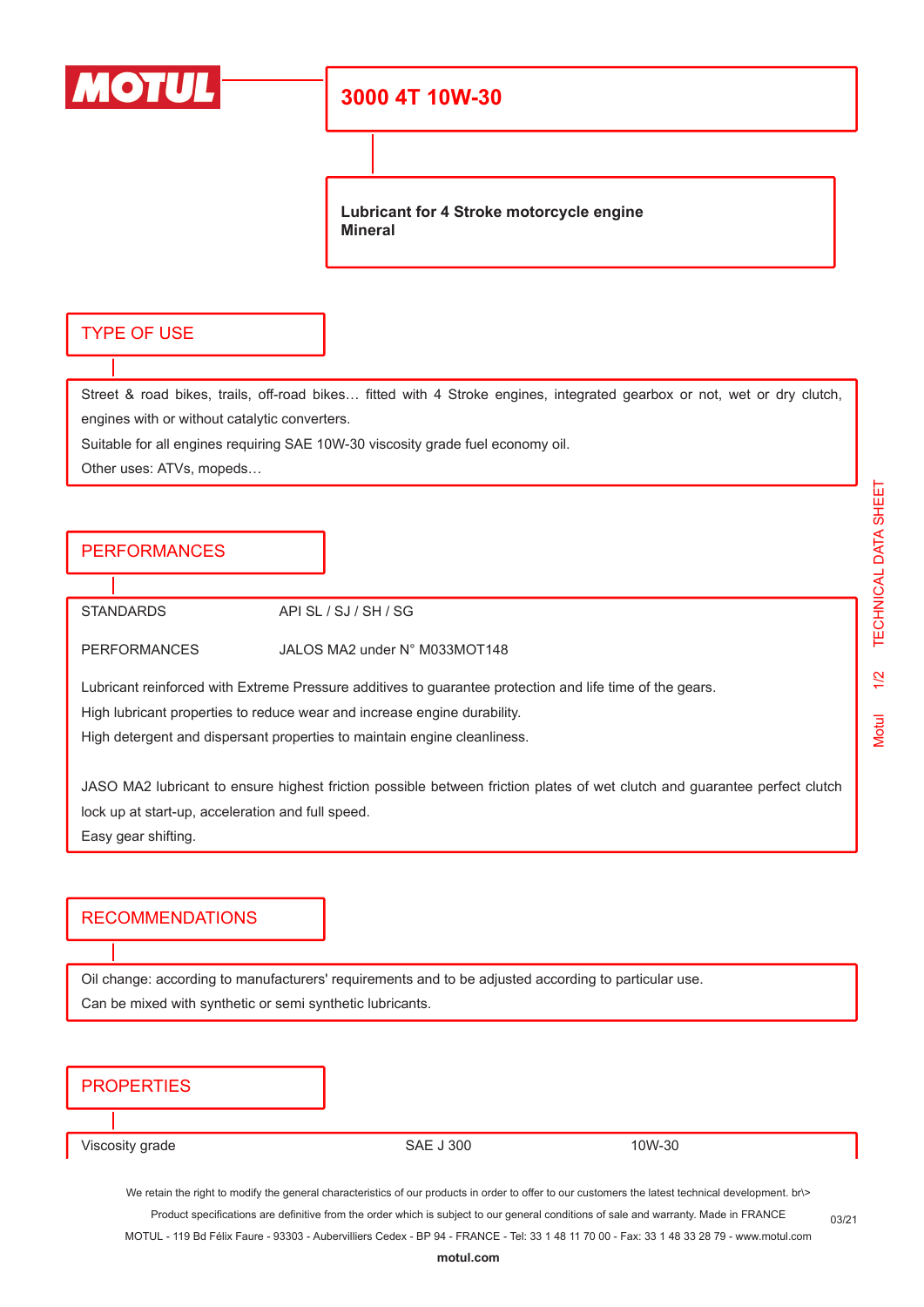MOTUL

# 3000 4T 10W-30

**Lubricant for 4 Stroke motorcycle engine**
**Mineral**

## TYPE OF USE

Street & road bikes, trails, off-road bikes… fitted with 4 Stroke engines, integrated gearbox or not, wet or dry clutch, engines with or without catalytic converters.

Suitable for all engines requiring SAE 10W-30 viscosity grade fuel economy oil.

Other uses: ATVs, mopeds…

## PERFORMANCES

| | |
|---|---|
| STANDARDS | API SL / SJ / SH / SG |
| PERFORMANCES | JALOS MA2 under N° M033MOT148 |

Lubricant reinforced with Extreme Pressure additives to guarantee protection and life time of the gears.

High lubricant properties to reduce wear and increase engine durability.

High detergent and dispersant properties to maintain engine cleanliness.

JASO MA2 lubricant to ensure highest friction possible between friction plates of wet clutch and guarantee perfect clutch lock up at start-up, acceleration and full speed.

Easy gear shifting.

## RECOMMENDATIONS

Oil change: according to manufacturers' requirements and to be adjusted according to particular use.

Can be mixed with synthetic or semi synthetic lubricants.

## PROPERTIES

| | | |
|---|---|---|
| Viscosity grade | SAE J 300 | 10W-30 |

We retain the right to modify the general characteristics of our products in order to offer to our customers the latest technical development. br\>
Product specifications are definitive from the order which is subject to our general conditions of sale and warranty. Made in FRANCE
MOTUL - 119 Bd Félix Faure - 93303 - Aubervilliers Cedex - BP 94 - FRANCE - Tel: 33 1 48 11 70 00 - Fax: 33 1 48 33 28 79 - www.motul.com

03/21

**motul.com**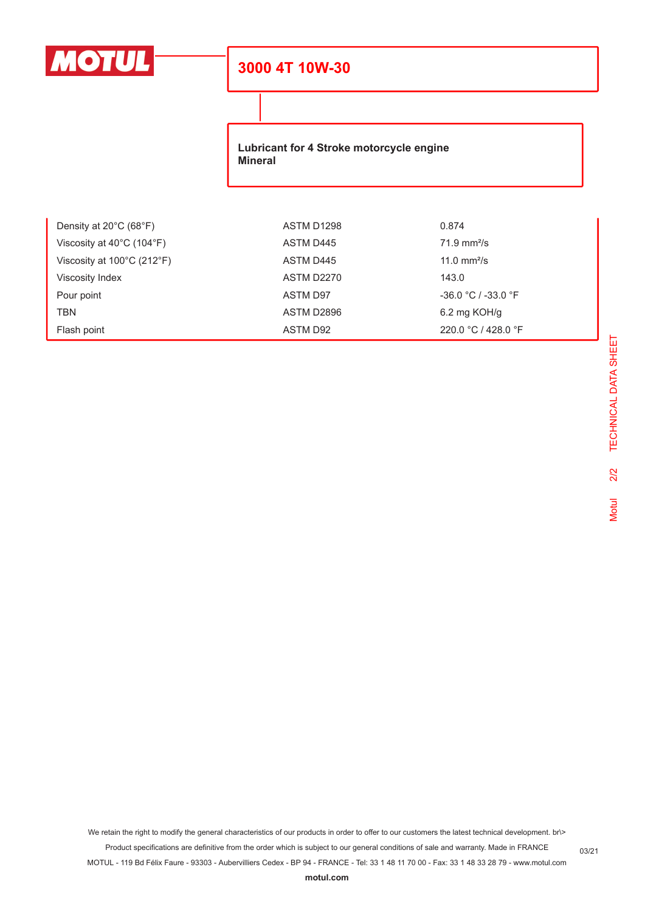# 3000 4T 10W-30

**Lubricant for 4 Stroke motorcycle engine**
**Mineral**

| | | |
|---|---|---|
| Density at 20°C (68°F) | ASTM D1298 | 0.874 |
| Viscosity at 40°C (104°F) | ASTM D445 | 71.9 mm²/s |
| Viscosity at 100°C (212°F) | ASTM D445 | 11.0 mm²/s |
| Viscosity Index | ASTM D2270 | 143.0 |
| Pour point | ASTM D97 | -36.0 °C / -33.0 °F |
| TBN | ASTM D2896 | 6.2 mg KOH/g |
| Flash point | ASTM D92 | 220.0 °C / 428.0 °F |

We retain the right to modify the general characteristics of our products in order to offer to our customers the latest technical development. br\>
Product specifications are definitive from the order which is subject to our general conditions of sale and warranty. Made in FRANCE
MOTUL - 119 Bd Félix Faure - 93303 - Aubervilliers Cedex - BP 94 - FRANCE - Tel: 33 1 48 11 70 00 - Fax: 33 1 48 33 28 79 - www.motul.com

03/21

**motul.com**